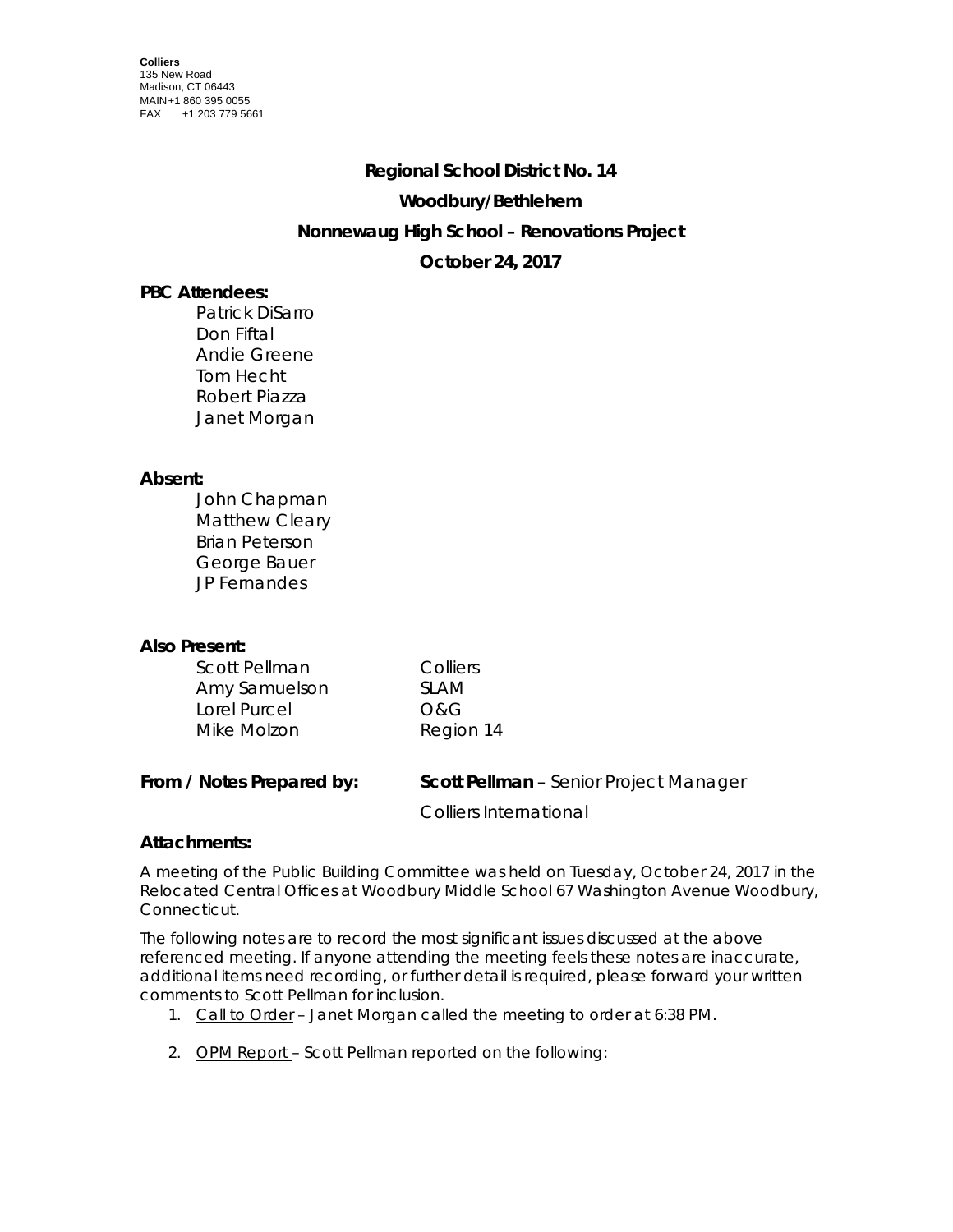**Colliers**
135 New Road
Madison, CT 06443
MAIN +1 860 395 0055
FAX +1 203 779 5661

# Regional School District No. 14

## Woodbury/Bethlehem

## Nonnewaug High School – Renovations Project

## October 24, 2017

**PBC Attendees:**

Patrick DiSarro
Don Fiftal
Andie Greene
Tom Hecht
Robert Piazza
Janet Morgan

**Absent:**

John Chapman
Matthew Cleary
Brian Peterson
George Bauer
JP Fernandes

**Also Present:**

| | |
|---|---|
| Scott Pellman | Colliers |
| Amy Samuelson | SLAM |
| Lorel Purcel | O&G |
| Mike Molzon | Region 14 |

**From / Notes Prepared by:** **Scott Pellman** – Senior Project Manager
Colliers International

**Attachments:**

A meeting of the Public Building Committee was held on Tuesday, October 24, 2017 in the Relocated Central Offices at Woodbury Middle School 67 Washington Avenue Woodbury, Connecticut.

The following notes are to record the most significant issues discussed at the above referenced meeting. If anyone attending the meeting feels these notes are inaccurate, additional items need recording, or further detail is required, please forward your written comments to Scott Pellman for inclusion.

1. Call to Order – Janet Morgan called the meeting to order at 6:38 PM.

2. OPM Report – Scott Pellman reported on the following: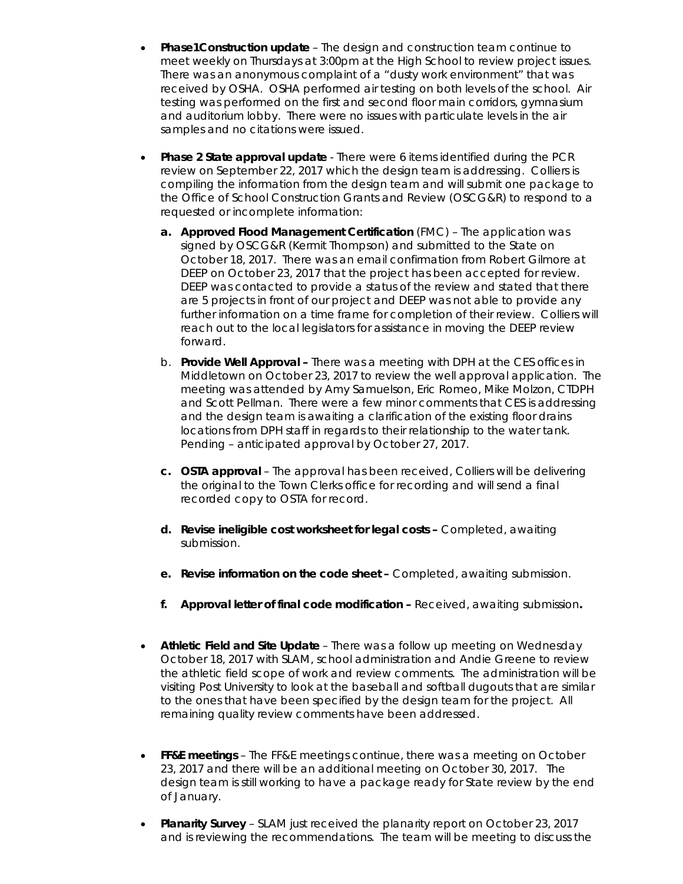- **Phase1Construction update** – The design and construction team continue to meet weekly on Thursdays at 3:00pm at the High School to review project issues. There was an anonymous complaint of a "dusty work environment" that was received by OSHA. OSHA performed air testing on both levels of the school. Air testing was performed on the first and second floor main corridors, gymnasium and auditorium lobby. There were no issues with particulate levels in the air samples and no citations were issued.

- **Phase 2 State approval update** - There were 6 items identified during the PCR review on September 22, 2017 which the design team is addressing. Colliers is compiling the information from the design team and will submit one package to the Office of School Construction Grants and Review (OSCG&R) to respond to a requested or incomplete information:

  a. **Approved Flood Management Certification** (FMC) – The application was signed by OSCG&R (Kermit Thompson) and submitted to the State on October 18, 2017. There was an email confirmation from Robert Gilmore at DEEP on October 23, 2017 that the project has been accepted for review. DEEP was contacted to provide a status of the review and stated that there are 5 projects in front of our project and DEEP was not able to provide any further information on a time frame for completion of their review. Colliers will reach out to the local legislators for assistance in moving the DEEP review forward.

  b. **Provide Well Approval –** There was a meeting with DPH at the CES offices in Middletown on October 23, 2017 to review the well approval application. The meeting was attended by Amy Samuelson, Eric Romeo, Mike Molzon, CTDPH and Scott Pellman. There were a few minor comments that CES is addressing and the design team is awaiting a clarification of the existing floor drains locations from DPH staff in regards to their relationship to the water tank. Pending – anticipated approval by October 27, 2017.

  c. **OSTA approval** – The approval has been received, Colliers will be delivering the original to the Town Clerks office for recording and will send a final recorded copy to OSTA for record.

  d. **Revise ineligible cost worksheet for legal costs –** Completed, awaiting submission.

  e. **Revise information on the code sheet –** Completed, awaiting submission.

  f. **Approval letter of final code modification –** Received, awaiting submission**.**

- **Athletic Field and Site Update** – There was a follow up meeting on Wednesday October 18, 2017 with SLAM, school administration and Andie Greene to review the athletic field scope of work and review comments. The administration will be visiting Post University to look at the baseball and softball dugouts that are similar to the ones that have been specified by the design team for the project. All remaining quality review comments have been addressed.

- **FF&E meetings** – The FF&E meetings continue, there was a meeting on October 23, 2017 and there will be an additional meeting on October 30, 2017. The design team is still working to have a package ready for State review by the end of January.

- **Planarity Survey** – SLAM just received the planarity report on October 23, 2017 and is reviewing the recommendations. The team will be meeting to discuss the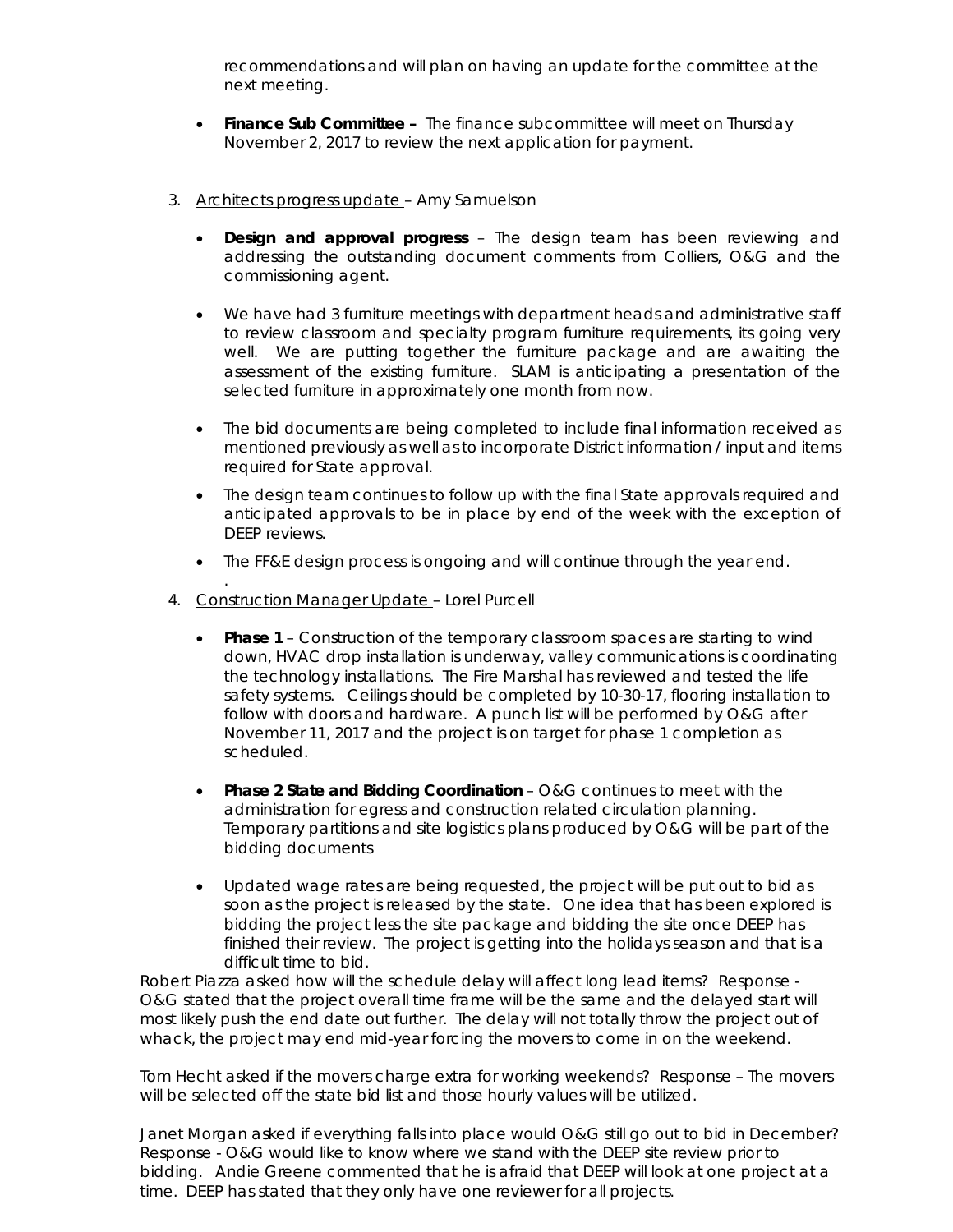recommendations and will plan on having an update for the committee at the next meeting.

- **Finance Sub Committee –** The finance subcommittee will meet on Thursday November 2, 2017 to review the next application for payment.

3. Architects progress update – Amy Samuelson

   - **Design and approval progress** – The design team has been reviewing and addressing the outstanding document comments from Colliers, O&G and the commissioning agent.

   - We have had 3 furniture meetings with department heads and administrative staff to review classroom and specialty program furniture requirements, its going very well. We are putting together the furniture package and are awaiting the assessment of the existing furniture. SLAM is anticipating a presentation of the selected furniture in approximately one month from now.

   - The bid documents are being completed to include final information received as mentioned previously as well as to incorporate District information / input and items required for State approval.

   - The design team continues to follow up with the final State approvals required and anticipated approvals to be in place by end of the week with the exception of DEEP reviews.

   - The FF&E design process is ongoing and will continue through the year end.
.
4. Construction Manager Update – Lorel Purcell

   - **Phase 1** – Construction of the temporary classroom spaces are starting to wind down, HVAC drop installation is underway, valley communications is coordinating the technology installations. The Fire Marshal has reviewed and tested the life safety systems. Ceilings should be completed by 10-30-17, flooring installation to follow with doors and hardware. A punch list will be performed by O&G after November 11, 2017 and the project is on target for phase 1 completion as scheduled.

   - **Phase 2 State and Bidding Coordination** – O&G continues to meet with the administration for egress and construction related circulation planning. Temporary partitions and site logistics plans produced by O&G will be part of the bidding documents

   - Updated wage rates are being requested, the project will be put out to bid as soon as the project is released by the state. One idea that has been explored is bidding the project less the site package and bidding the site once DEEP has finished their review. The project is getting into the holidays season and that is a difficult time to bid.

Robert Piazza asked how will the schedule delay will affect long lead items? Response - O&G stated that the project overall time frame will be the same and the delayed start will most likely push the end date out further. The delay will not totally throw the project out of whack, the project may end mid-year forcing the movers to come in on the weekend.

Tom Hecht asked if the movers charge extra for working weekends? Response – The movers will be selected off the state bid list and those hourly values will be utilized.

Janet Morgan asked if everything falls into place would O&G still go out to bid in December? Response - O&G would like to know where we stand with the DEEP site review prior to bidding. Andie Greene commented that he is afraid that DEEP will look at one project at a time. DEEP has stated that they only have one reviewer for all projects.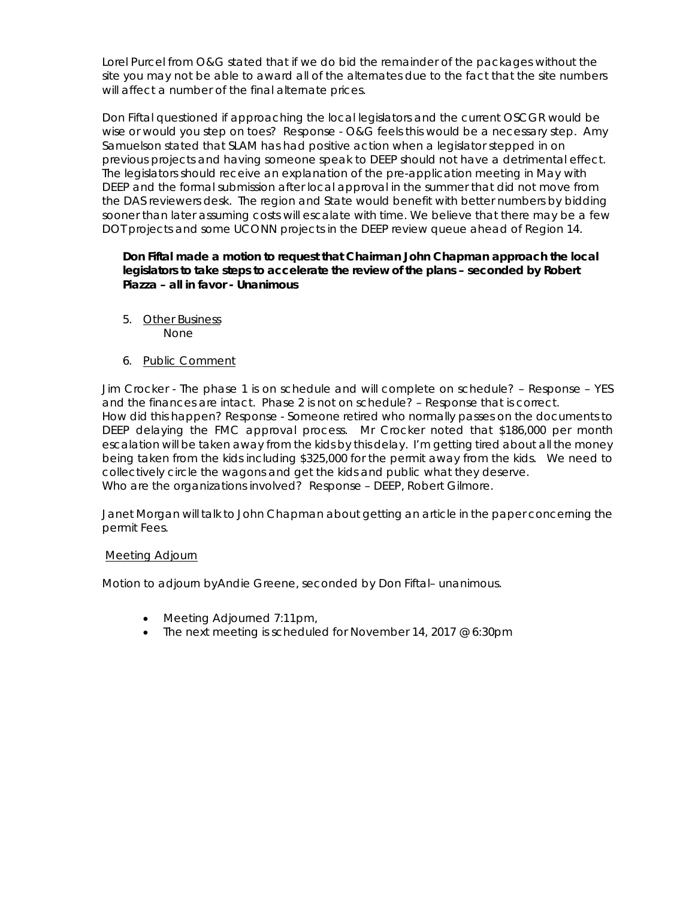Lorel Purcel from O&G stated that if we do bid the remainder of the packages without the site you may not be able to award all of the alternates due to the fact that the site numbers will affect a number of the final alternate prices.

Don Fiftal questioned if approaching the local legislators and the current OSCGR would be wise or would you step on toes? Response - O&G feels this would be a necessary step. Amy Samuelson stated that SLAM has had positive action when a legislator stepped in on previous projects and having someone speak to DEEP should not have a detrimental effect. The legislators should receive an explanation of the pre-application meeting in May with DEEP and the formal submission after local approval in the summer that did not move from the DAS reviewers desk. The region and State would benefit with better numbers by bidding sooner than later assuming costs will escalate with time. We believe that there may be a few DOT projects and some UCONN projects in the DEEP review queue ahead of Region 14.

> **Don Fiftal made a motion to request that Chairman John Chapman approach the local legislators to take steps to accelerate the review of the plans – seconded by Robert Piazza – all in favor - Unanimous**

5. Other Business
   None

6. Public Comment

Jim Crocker - The phase 1 is on schedule and will complete on schedule? – Response – YES and the finances are intact. Phase 2 is not on schedule? – Response that is correct.
How did this happen? Response - Someone retired who normally passes on the documents to DEEP delaying the FMC approval process. Mr Crocker noted that $186,000 per month escalation will be taken away from the kids by this delay. I'm getting tired about all the money being taken from the kids including $325,000 for the permit away from the kids. We need to collectively circle the wagons and get the kids and public what they deserve.
Who are the organizations involved? Response – DEEP, Robert Gilmore.

Janet Morgan will talk to John Chapman about getting an article in the paper concerning the permit Fees.

Meeting Adjourn

Motion to adjourn byAndie Greene, seconded by Don Fiftal– unanimous.

- Meeting Adjourned 7:11pm,
- The next meeting is scheduled for November 14, 2017 @ 6:30pm